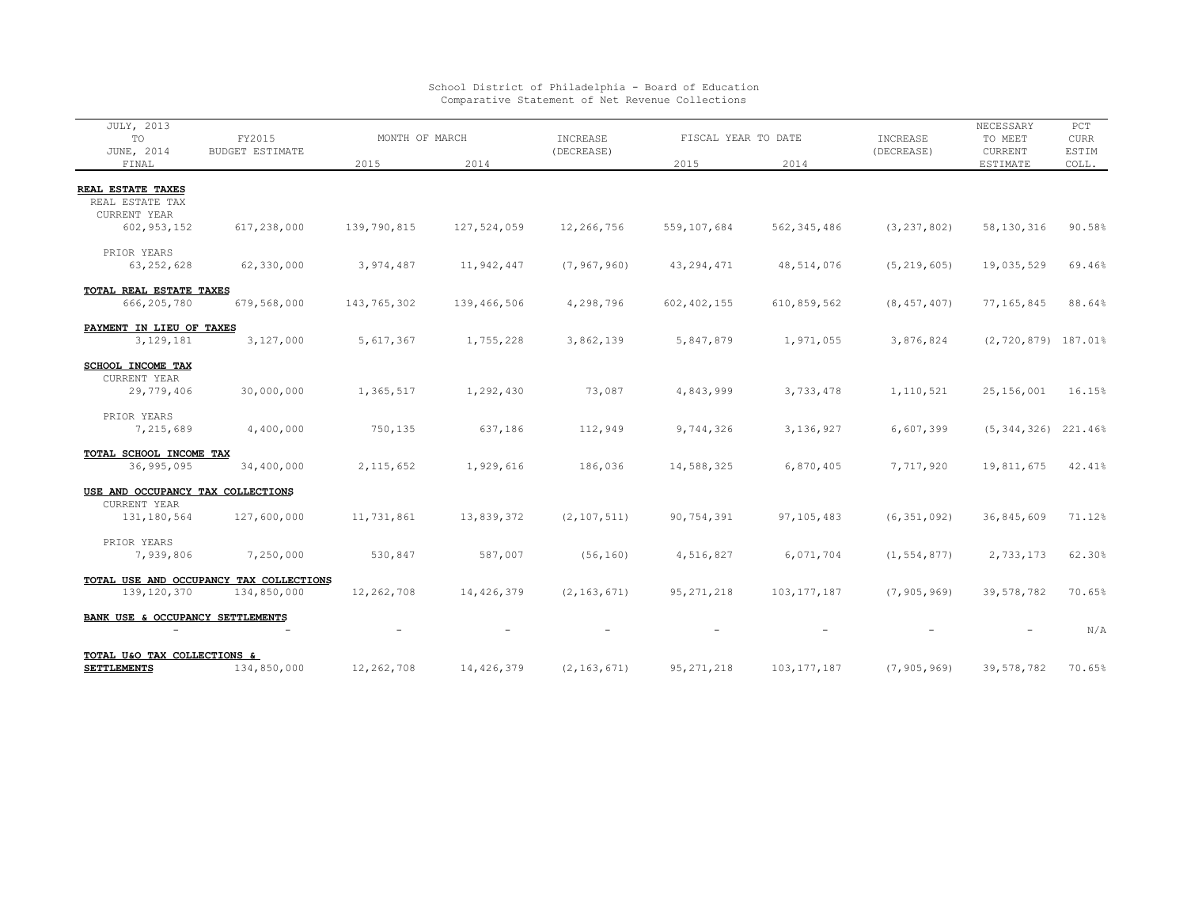School District of Philadelphia - Board of Education
Comparative Statement of Net Revenue Collections

| JULY, 2013 TO JUNE, 2014 FINAL | FY2015 BUDGET ESTIMATE | MONTH OF MARCH 2015 | MONTH OF MARCH 2014 | INCREASE (DECREASE) | FISCAL YEAR TO DATE 2015 | FISCAL YEAR TO DATE 2014 | INCREASE (DECREASE) | NECESSARY TO MEET CURRENT ESTIMATE | PCT CURR ESTIM COLL. |
|---|---|---|---|---|---|---|---|---|---|
| **REAL ESTATE TAXES** | | | | | | | | | |
| REAL ESTATE TAX | | | | | | | | | |
| CURRENT YEAR | | | | | | | | | |
| 602,953,152 | 617,238,000 | 139,790,815 | 127,524,059 | 12,266,756 | 559,107,684 | 562,345,486 | (3,237,802) | 58,130,316 | 90.58% |
| PRIOR YEARS | | | | | | | | | |
| 63,252,628 | 62,330,000 | 3,974,487 | 11,942,447 | (7,967,960) | 43,294,471 | 48,514,076 | (5,219,605) | 19,035,529 | 69.46% |
| **TOTAL REAL ESTATE TAXES** | | | | | | | | | |
| 666,205,780 | 679,568,000 | 143,765,302 | 139,466,506 | 4,298,796 | 602,402,155 | 610,859,562 | (8,457,407) | 77,165,845 | 88.64% |
| **PAYMENT IN LIEU OF TAXES** | | | | | | | | | |
| 3,129,181 | 3,127,000 | 5,617,367 | 1,755,228 | 3,862,139 | 5,847,879 | 1,971,055 | 3,876,824 | (2,720,879) | 187.01% |
| **SCHOOL INCOME TAX** | | | | | | | | | |
| CURRENT YEAR | | | | | | | | | |
| 29,779,406 | 30,000,000 | 1,365,517 | 1,292,430 | 73,087 | 4,843,999 | 3,733,478 | 1,110,521 | 25,156,001 | 16.15% |
| PRIOR YEARS | | | | | | | | | |
| 7,215,689 | 4,400,000 | 750,135 | 637,186 | 112,949 | 9,744,326 | 3,136,927 | 6,607,399 | (5,344,326) | 221.46% |
| **TOTAL SCHOOL INCOME TAX** | | | | | | | | | |
| 36,995,095 | 34,400,000 | 2,115,652 | 1,929,616 | 186,036 | 14,588,325 | 6,870,405 | 7,717,920 | 19,811,675 | 42.41% |
| **USE AND OCCUPANCY TAX COLLECTIONS** | | | | | | | | | |
| CURRENT YEAR | | | | | | | | | |
| 131,180,564 | 127,600,000 | 11,731,861 | 13,839,372 | (2,107,511) | 90,754,391 | 97,105,483 | (6,351,092) | 36,845,609 | 71.12% |
| PRIOR YEARS | | | | | | | | | |
| 7,939,806 | 7,250,000 | 530,847 | 587,007 | (56,160) | 4,516,827 | 6,071,704 | (1,554,877) | 2,733,173 | 62.30% |
| **TOTAL USE AND OCCUPANCY TAX COLLECTIONS** | | | | | | | | | |
| 139,120,370 | 134,850,000 | 12,262,708 | 14,426,379 | (2,163,671) | 95,271,218 | 103,177,187 | (7,905,969) | 39,578,782 | 70.65% |
| **BANK USE & OCCUPANCY SETTLEMENTS** | | | | | | | | | |
| - | - | - | - | - | - | - | - | - | N/A |
| **TOTAL U&O TAX COLLECTIONS & SETTLEMENTS** | 134,850,000 | 12,262,708 | 14,426,379 | (2,163,671) | 95,271,218 | 103,177,187 | (7,905,969) | 39,578,782 | 70.65% |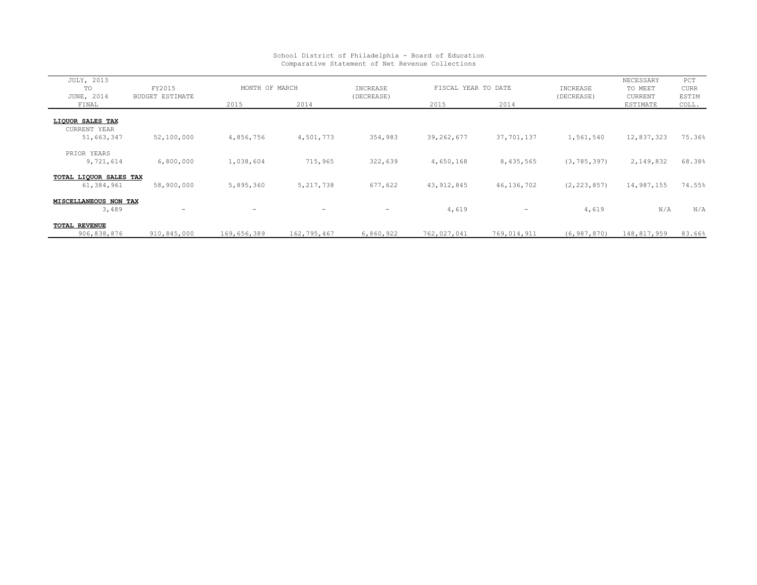School District of Philadelphia - Board of Education
Comparative Statement of Net Revenue Collections

| JULY, 2013 TO JUNE, 2014 FINAL | FY2015 BUDGET ESTIMATE | MONTH OF MARCH 2015 | MONTH OF MARCH 2014 | INCREASE (DECREASE) | FISCAL YEAR TO DATE 2015 | FISCAL YEAR TO DATE 2014 | INCREASE (DECREASE) | NECESSARY TO MEET CURRENT ESTIMATE | PCT CURR ESTIM COLL. |
|---|---|---|---|---|---|---|---|---|---|
| **LIQUOR SALES TAX** | | | | | | | | | |
| CURRENT YEAR | | | | | | | | | |
| 51,663,347 | 52,100,000 | 4,856,756 | 4,501,773 | 354,983 | 39,262,677 | 37,701,137 | 1,561,540 | 12,837,323 | 75.36% |
| PRIOR YEARS | | | | | | | | | |
| 9,721,614 | 6,800,000 | 1,038,604 | 715,965 | 322,639 | 4,650,168 | 8,435,565 | (3,785,397) | 2,149,832 | 68.38% |
| **TOTAL LIQUOR SALES TAX** | | | | | | | | | |
| 61,384,961 | 58,900,000 | 5,895,360 | 5,217,738 | 677,622 | 43,912,845 | 46,136,702 | (2,223,857) | 14,987,155 | 74.55% |
| **MISCELLANEOUS NON TAX** | | | | | | | | | |
| 3,489 | - | - | - | - | 4,619 | - | 4,619 | N/A | N/A |
| **TOTAL REVENUE** | | | | | | | | | |
| 906,838,876 | 910,845,000 | 169,656,389 | 162,795,467 | 6,860,922 | 762,027,041 | 769,014,911 | (6,987,870) | 148,817,959 | 83.66% |